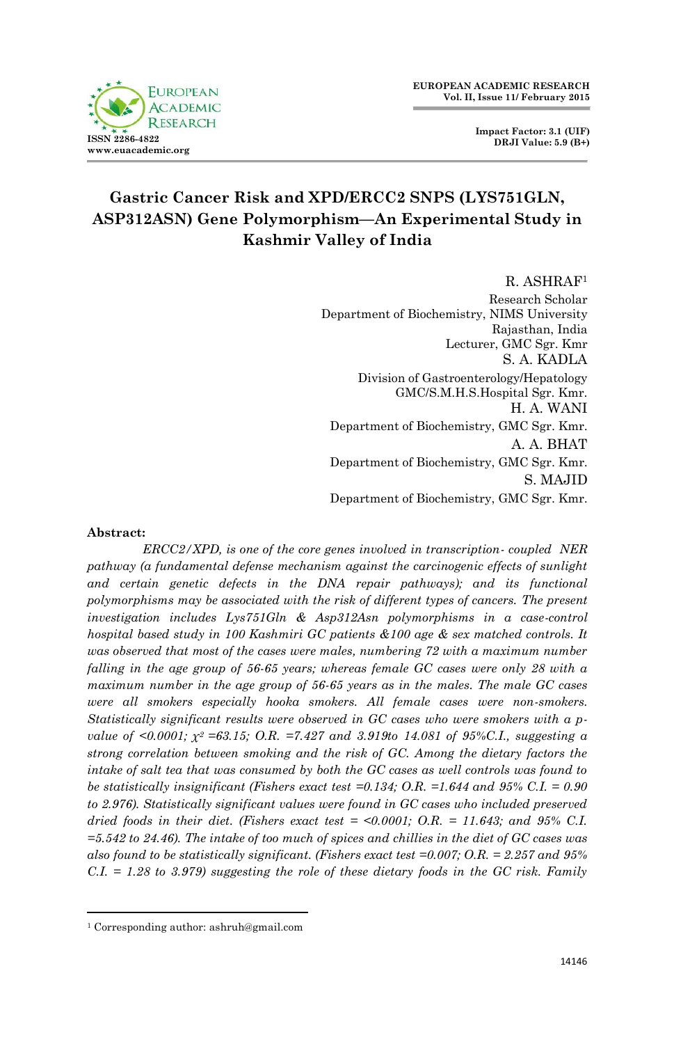# Gastric Cancer Risk and XPD/ERCC2 SNPS (LYS751GLN, ASP312ASN) Gene Polymorphism—An Experimental Study in Kashmir Valley of India

R. ASHRAF[1]
Research Scholar
Department of Biochemistry, NIMS University
Rajasthan, India
Lecturer, GMC Sgr. Kmr

S. A. KADLA
Division of Gastroenterology/Hepatology
GMC/S.M.H.S.Hospital Sgr. Kmr.

H. A. WANI
Department of Biochemistry, GMC Sgr. Kmr.

A. A. BHAT
Department of Biochemistry, GMC Sgr. Kmr.

S. MAJID
Department of Biochemistry, GMC Sgr. Kmr.

**Abstract:**

*ERCC2/XPD, is one of the core genes involved in transcription- coupled NER pathway (a fundamental defense mechanism against the carcinogenic effects of sunlight and certain genetic defects in the DNA repair pathways); and its functional polymorphisms may be associated with the risk of different types of cancers. The present investigation includes Lys751Gln & Asp312Asn polymorphisms in a case-control hospital based study in 100 Kashmiri GC patients &100 age & sex matched controls. It was observed that most of the cases were males, numbering 72 with a maximum number falling in the age group of 56-65 years; whereas female GC cases were only 28 with a maximum number in the age group of 56-65 years as in the males. The male GC cases were all smokers especially hooka smokers. All female cases were non-smokers. Statistically significant results were observed in GC cases who were smokers with a p-value of <0.0001; $\chi^2$ =63.15; O.R. =7.427 and 3.919to 14.081 of 95%C.I., suggesting a strong correlation between smoking and the risk of GC. Among the dietary factors the intake of salt tea that was consumed by both the GC cases as well controls was found to be statistically insignificant (Fishers exact test =0.134; O.R. =1.644 and 95% C.I. = 0.90 to 2.976). Statistically significant values were found in GC cases who included preserved dried foods in their diet. (Fishers exact test = <0.0001; O.R. = 11.643; and 95% C.I. =5.542 to 24.46). The intake of too much of spices and chillies in the diet of GC cases was also found to be statistically significant. (Fishers exact test =0.007; O.R. = 2.257 and 95% C.I. = 1.28 to 3.979) suggesting the role of these dietary foods in the GC risk. Family*

[1] Corresponding author: ashruh@gmail.com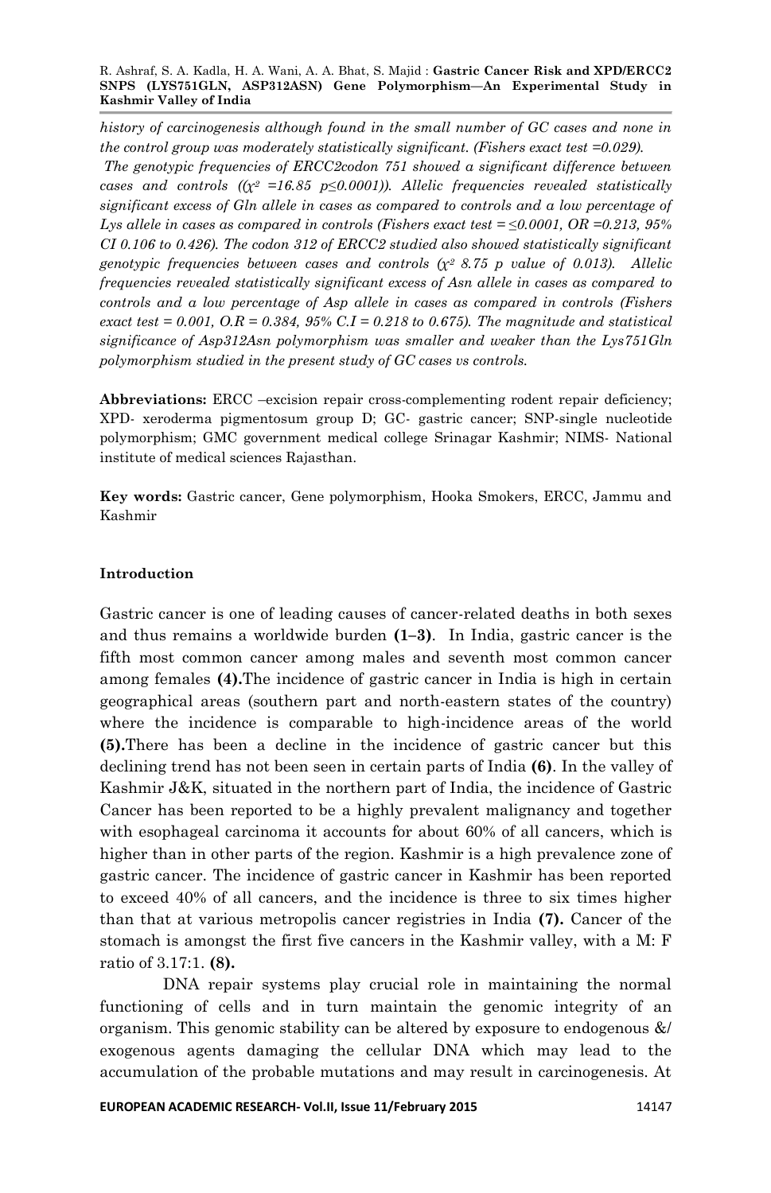*history of carcinogenesis although found in the small number of GC cases and none in the control group was moderately statistically significant. (Fishers exact test =0.029).*

*The genotypic frequencies of ERCC2codon 751 showed a significant difference between cases and controls (($\chi^2$ =16.85 p≤0.0001)). Allelic frequencies revealed statistically significant excess of Gln allele in cases as compared to controls and a low percentage of Lys allele in cases as compared in controls (Fishers exact test = ≤0.0001, OR =0.213, 95% CI 0.106 to 0.426). The codon 312 of ERCC2 studied also showed statistically significant genotypic frequencies between cases and controls ($\chi^2$ 8.75 p value of 0.013). Allelic frequencies revealed statistically significant excess of Asn allele in cases as compared to controls and a low percentage of Asp allele in cases as compared in controls (Fishers exact test = 0.001, O.R = 0.384, 95% C.I = 0.218 to 0.675). The magnitude and statistical significance of Asp312Asn polymorphism was smaller and weaker than the Lys751Gln polymorphism studied in the present study of GC cases vs controls.*

**Abbreviations:** ERCC –excision repair cross-complementing rodent repair deficiency; XPD- xeroderma pigmentosum group D; GC- gastric cancer; SNP-single nucleotide polymorphism; GMC government medical college Srinagar Kashmir; NIMS- National institute of medical sciences Rajasthan.

**Key words:** Gastric cancer, Gene polymorphism, Hooka Smokers, ERCC, Jammu and Kashmir

## Introduction

Gastric cancer is one of leading causes of cancer-related deaths in both sexes and thus remains a worldwide burden **(1–3)**. In India, gastric cancer is the fifth most common cancer among males and seventh most common cancer among females **(4).**The incidence of gastric cancer in India is high in certain geographical areas (southern part and north-eastern states of the country) where the incidence is comparable to high-incidence areas of the world **(5).**There has been a decline in the incidence of gastric cancer but this declining trend has not been seen in certain parts of India **(6)**. In the valley of Kashmir J&K, situated in the northern part of India, the incidence of Gastric Cancer has been reported to be a highly prevalent malignancy and together with esophageal carcinoma it accounts for about 60% of all cancers, which is higher than in other parts of the region. Kashmir is a high prevalence zone of gastric cancer. The incidence of gastric cancer in Kashmir has been reported to exceed 40% of all cancers, and the incidence is three to six times higher than that at various metropolis cancer registries in India **(7).** Cancer of the stomach is amongst the first five cancers in the Kashmir valley, with a M: F ratio of 3.17:1. **(8).**

DNA repair systems play crucial role in maintaining the normal functioning of cells and in turn maintain the genomic integrity of an organism. This genomic stability can be altered by exposure to endogenous &/ exogenous agents damaging the cellular DNA which may lead to the accumulation of the probable mutations and may result in carcinogenesis. At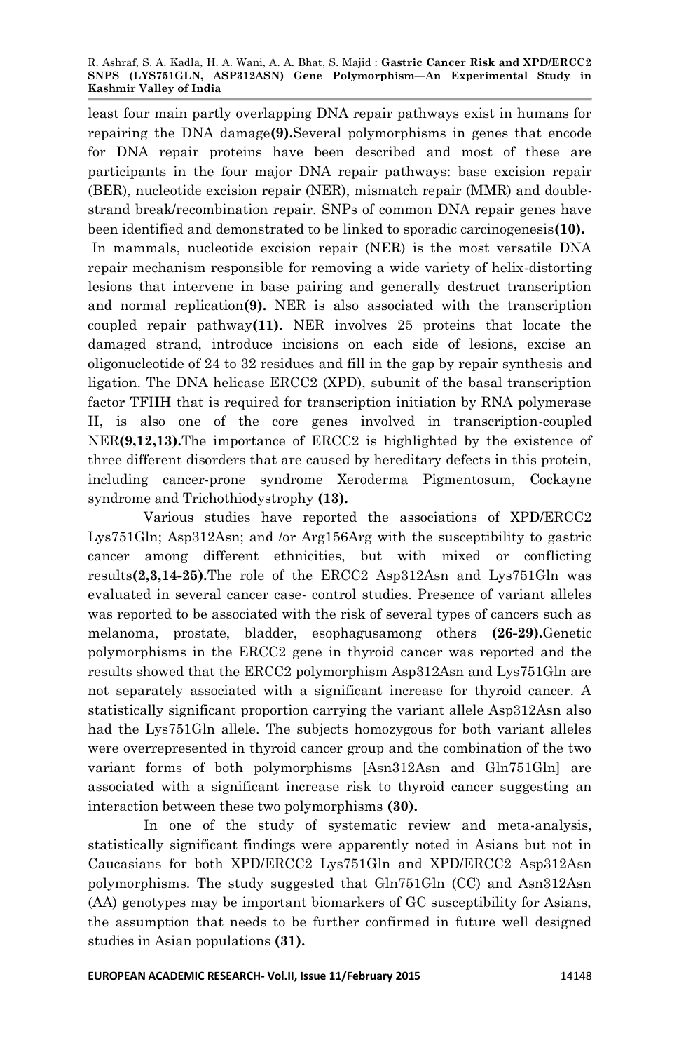least four main partly overlapping DNA repair pathways exist in humans for repairing the DNA damage**(9).**Several polymorphisms in genes that encode for DNA repair proteins have been described and most of these are participants in the four major DNA repair pathways: base excision repair (BER), nucleotide excision repair (NER), mismatch repair (MMR) and double-strand break/recombination repair. SNPs of common DNA repair genes have been identified and demonstrated to be linked to sporadic carcinogenesis**(10).**

In mammals, nucleotide excision repair (NER) is the most versatile DNA repair mechanism responsible for removing a wide variety of helix-distorting lesions that intervene in base pairing and generally destruct transcription and normal replication**(9).** NER is also associated with the transcription coupled repair pathway**(11).** NER involves 25 proteins that locate the damaged strand, introduce incisions on each side of lesions, excise an oligonucleotide of 24 to 32 residues and fill in the gap by repair synthesis and ligation. The DNA helicase ERCC2 (XPD), subunit of the basal transcription factor TFIIH that is required for transcription initiation by RNA polymerase II, is also one of the core genes involved in transcription-coupled NER**(9,12,13).**The importance of ERCC2 is highlighted by the existence of three different disorders that are caused by hereditary defects in this protein, including cancer-prone syndrome Xeroderma Pigmentosum, Cockayne syndrome and Trichothiodystrophy **(13).**

Various studies have reported the associations of XPD/ERCC2 Lys751Gln; Asp312Asn; and /or Arg156Arg with the susceptibility to gastric cancer among different ethnicities, but with mixed or conflicting results**(2,3,14-25).**The role of the ERCC2 Asp312Asn and Lys751Gln was evaluated in several cancer case- control studies. Presence of variant alleles was reported to be associated with the risk of several types of cancers such as melanoma, prostate, bladder, esophagusamong others **(26-29).**Genetic polymorphisms in the ERCC2 gene in thyroid cancer was reported and the results showed that the ERCC2 polymorphism Asp312Asn and Lys751Gln are not separately associated with a significant increase for thyroid cancer. A statistically significant proportion carrying the variant allele Asp312Asn also had the Lys751Gln allele. The subjects homozygous for both variant alleles were overrepresented in thyroid cancer group and the combination of the two variant forms of both polymorphisms [Asn312Asn and Gln751Gln] are associated with a significant increase risk to thyroid cancer suggesting an interaction between these two polymorphisms **(30).**

In one of the study of systematic review and meta-analysis, statistically significant findings were apparently noted in Asians but not in Caucasians for both XPD/ERCC2 Lys751Gln and XPD/ERCC2 Asp312Asn polymorphisms. The study suggested that Gln751Gln (CC) and Asn312Asn (AA) genotypes may be important biomarkers of GC susceptibility for Asians, the assumption that needs to be further confirmed in future well designed studies in Asian populations **(31).**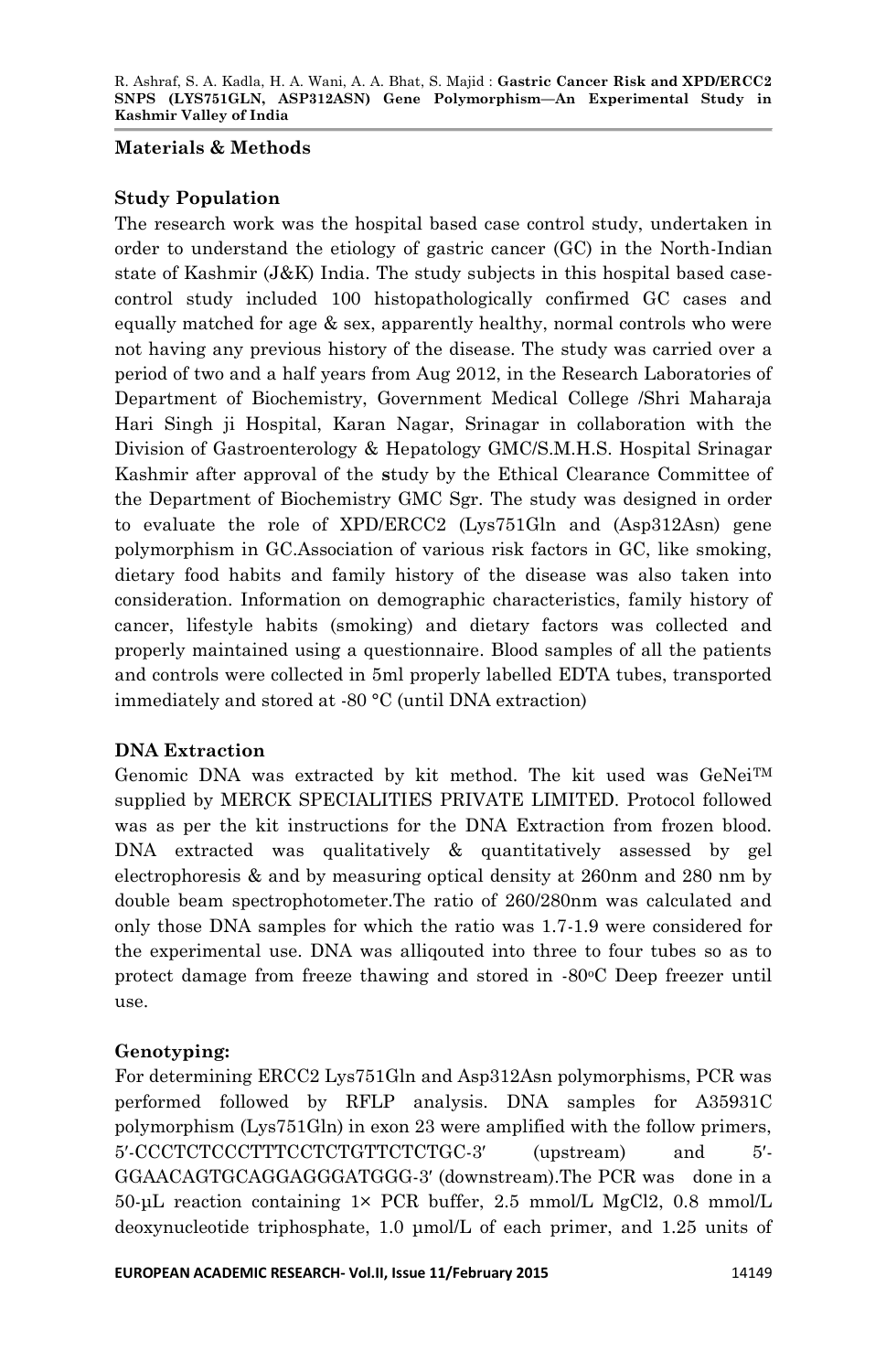## Materials & Methods

### Study Population

The research work was the hospital based case control study, undertaken in order to understand the etiology of gastric cancer (GC) in the North-Indian state of Kashmir (J&K) India. The study subjects in this hospital based case-control study included 100 histopathologically confirmed GC cases and equally matched for age & sex, apparently healthy, normal controls who were not having any previous history of the disease. The study was carried over a period of two and a half years from Aug 2012, in the Research Laboratories of Department of Biochemistry, Government Medical College /Shri Maharaja Hari Singh ji Hospital, Karan Nagar, Srinagar in collaboration with the Division of Gastroenterology & Hepatology GMC/S.M.H.S. Hospital Srinagar Kashmir after approval of the study by the Ethical Clearance Committee of the Department of Biochemistry GMC Sgr. The study was designed in order to evaluate the role of XPD/ERCC2 (Lys751Gln and (Asp312Asn) gene polymorphism in GC.Association of various risk factors in GC, like smoking, dietary food habits and family history of the disease was also taken into consideration. Information on demographic characteristics, family history of cancer, lifestyle habits (smoking) and dietary factors was collected and properly maintained using a questionnaire. Blood samples of all the patients and controls were collected in 5ml properly labelled EDTA tubes, transported immediately and stored at -80 °C (until DNA extraction)

### DNA Extraction

Genomic DNA was extracted by kit method. The kit used was GeNei™ supplied by MERCK SPECIALITIES PRIVATE LIMITED. Protocol followed was as per the kit instructions for the DNA Extraction from frozen blood. DNA extracted was qualitatively & quantitatively assessed by gel electrophoresis & and by measuring optical density at 260nm and 280 nm by double beam spectrophotometer.The ratio of 260/280nm was calculated and only those DNA samples for which the ratio was 1.7-1.9 were considered for the experimental use. DNA was alliqouted into three to four tubes so as to protect damage from freeze thawing and stored in -80$^{o}$C Deep freezer until use.

### Genotyping:

For determining ERCC2 Lys751Gln and Asp312Asn polymorphisms, PCR was performed followed by RFLP analysis. DNA samples for A35931C polymorphism (Lys751Gln) in exon 23 were amplified with the follow primers, 5′-CCCTCTCCCTTTCCTCTGTTCTCTGC-3′ (upstream) and 5′-GGAACAGTGCAGGAGGGATGGG-3′ (downstream).The PCR was done in a 50-µL reaction containing 1× PCR buffer, 2.5 mmol/L $MgCl_2$, 0.8 mmol/L deoxynucleotide triphosphate, 1.0 µmol/L of each primer, and 1.25 units of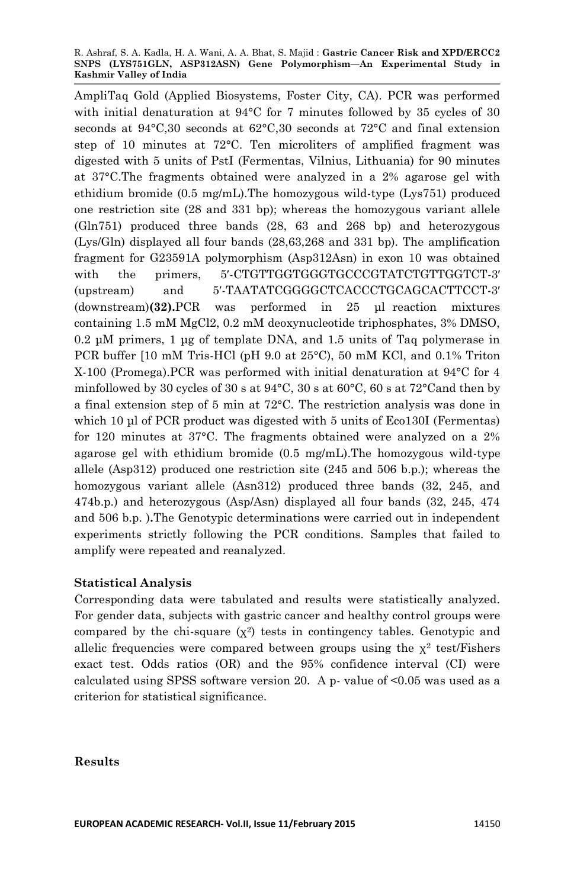AmpliTaq Gold (Applied Biosystems, Foster City, CA). PCR was performed with initial denaturation at 94°C for 7 minutes followed by 35 cycles of 30 seconds at 94°C,30 seconds at 62°C,30 seconds at 72°C and final extension step of 10 minutes at 72°C. Ten microliters of amplified fragment was digested with 5 units of PstI (Fermentas, Vilnius, Lithuania) for 90 minutes at 37°C.The fragments obtained were analyzed in a 2% agarose gel with ethidium bromide (0.5 mg/mL).The homozygous wild-type (Lys751) produced one restriction site (28 and 331 bp); whereas the homozygous variant allele (Gln751) produced three bands (28, 63 and 268 bp) and heterozygous (Lys/Gln) displayed all four bands (28,63,268 and 331 bp). The amplification fragment for G23591A polymorphism (Asp312Asn) in exon 10 was obtained with the primers, 5′-CTGTTGGTGGGTGCCCGTATCTGTTGGTCT-3′ (upstream) and 5′-TAATATCGGGGCTCACCCTGCAGCACTTCCT-3′ (downstream)**(32).**PCR was performed in 25 µl reaction mixtures containing 1.5 mM $MgCl_2$, 0.2 mM deoxynucleotide triphosphates, 3% DMSO, 0.2 µM primers, 1 µg of template DNA, and 1.5 units of Taq polymerase in PCR buffer [10 mM Tris-HCl (pH 9.0 at 25°C), 50 mM KCl, and 0.1% Triton X-100 (Promega).PCR was performed with initial denaturation at 94°C for 4 minfollowed by 30 cycles of 30 s at 94°C, 30 s at 60°C, 60 s at 72°Cand then by a final extension step of 5 min at 72°C. The restriction analysis was done in which 10 µl of PCR product was digested with 5 units of Eco130I (Fermentas) for 120 minutes at 37°C. The fragments obtained were analyzed on a 2% agarose gel with ethidium bromide (0.5 mg/mL).The homozygous wild-type allele (Asp312) produced one restriction site (245 and 506 b.p.); whereas the homozygous variant allele (Asn312) produced three bands (32, 245, and 474b.p.) and heterozygous (Asp/Asn) displayed all four bands (32, 245, 474 and 506 b.p. )**.**The Genotypic determinations were carried out in independent experiments strictly following the PCR conditions. Samples that failed to amplify were repeated and reanalyzed.

### Statistical Analysis

Corresponding data were tabulated and results were statistically analyzed. For gender data, subjects with gastric cancer and healthy control groups were compared by the chi-square ($\chi^2$) tests in contingency tables. Genotypic and allelic frequencies were compared between groups using the $\chi^2$ test/Fishers exact test. Odds ratios (OR) and the 95% confidence interval (CI) were calculated using SPSS software version 20. A p- value of <0.05 was used as a criterion for statistical significance.

### Results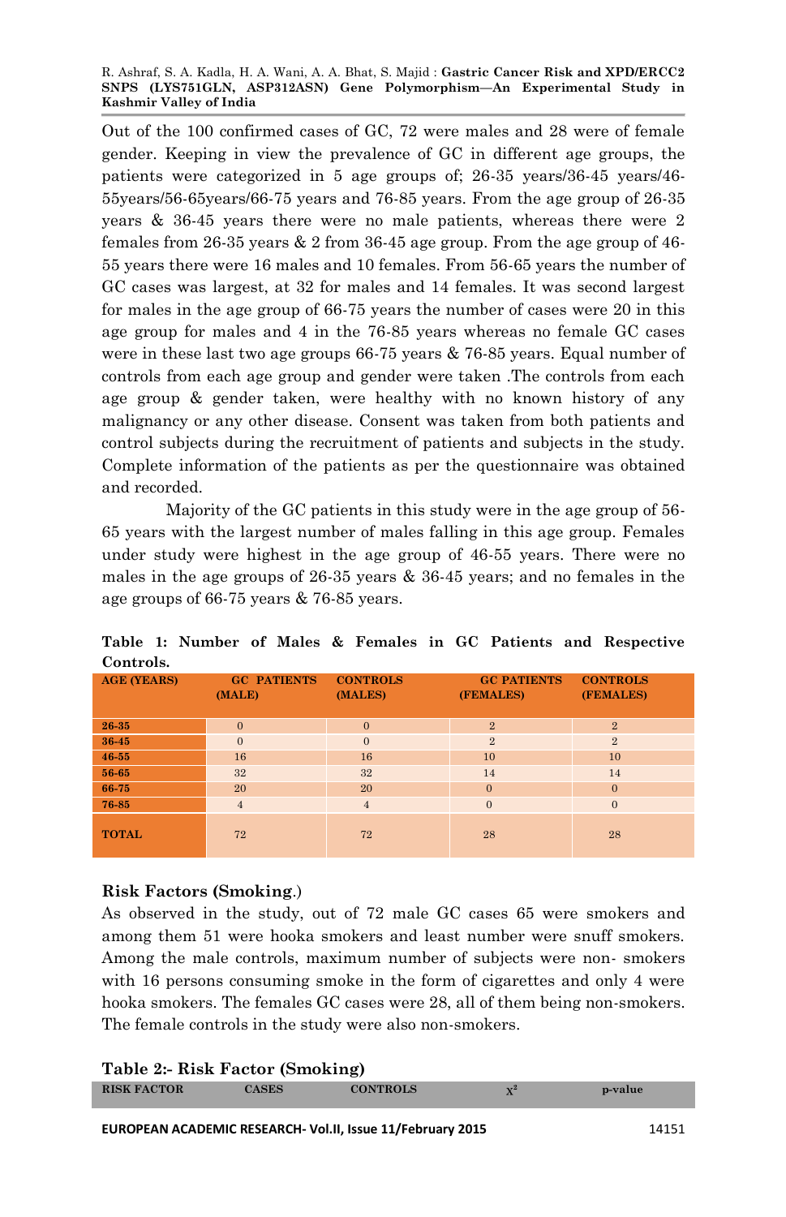Out of the 100 confirmed cases of GC, 72 were males and 28 were of female gender. Keeping in view the prevalence of GC in different age groups, the patients were categorized in 5 age groups of; 26-35 years/36-45 years/46-55years/56-65years/66-75 years and 76-85 years. From the age group of 26-35 years & 36-45 years there were no male patients, whereas there were 2 females from 26-35 years & 2 from 36-45 age group. From the age group of 46-55 years there were 16 males and 10 females. From 56-65 years the number of GC cases was largest, at 32 for males and 14 females. It was second largest for males in the age group of 66-75 years the number of cases were 20 in this age group for males and 4 in the 76-85 years whereas no female GC cases were in these last two age groups 66-75 years & 76-85 years. Equal number of controls from each age group and gender were taken .The controls from each age group & gender taken, were healthy with no known history of any malignancy or any other disease. Consent was taken from both patients and control subjects during the recruitment of patients and subjects in the study. Complete information of the patients as per the questionnaire was obtained and recorded.

Majority of the GC patients in this study were in the age group of 56-65 years with the largest number of males falling in this age group. Females under study were highest in the age group of 46-55 years. There were no males in the age groups of 26-35 years & 36-45 years; and no females in the age groups of 66-75 years & 76-85 years.

**Table 1: Number of Males & Females in GC Patients and Respective Controls.**

| AGE (YEARS) | GC PATIENTS (MALE) | CONTROLS (MALES) | GC PATIENTS (FEMALES) | CONTROLS (FEMALES) |
|---|---|---|---|---|
| 26-35 | 0 | 0 | 2 | 2 |
| 36-45 | 0 | 0 | 2 | 2 |
| 46-55 | 16 | 16 | 10 | 10 |
| 56-65 | 32 | 32 | 14 | 14 |
| 66-75 | 20 | 20 | 0 | 0 |
| 76-85 | 4 | 4 | 0 | 0 |
| TOTAL | 72 | 72 | 28 | 28 |

### Risk Factors (Smoking.)

As observed in the study, out of 72 male GC cases 65 were smokers and among them 51 were hooka smokers and least number were snuff smokers. Among the male controls, maximum number of subjects were non- smokers with 16 persons consuming smoke in the form of cigarettes and only 4 were hooka smokers. The females GC cases were 28, all of them being non-smokers. The female controls in the study were also non-smokers.

**Table 2:- Risk Factor (Smoking)**

| RISK FACTOR | CASES | CONTROLS | $\chi^2$ | p-value |
|---|---|---|---|---|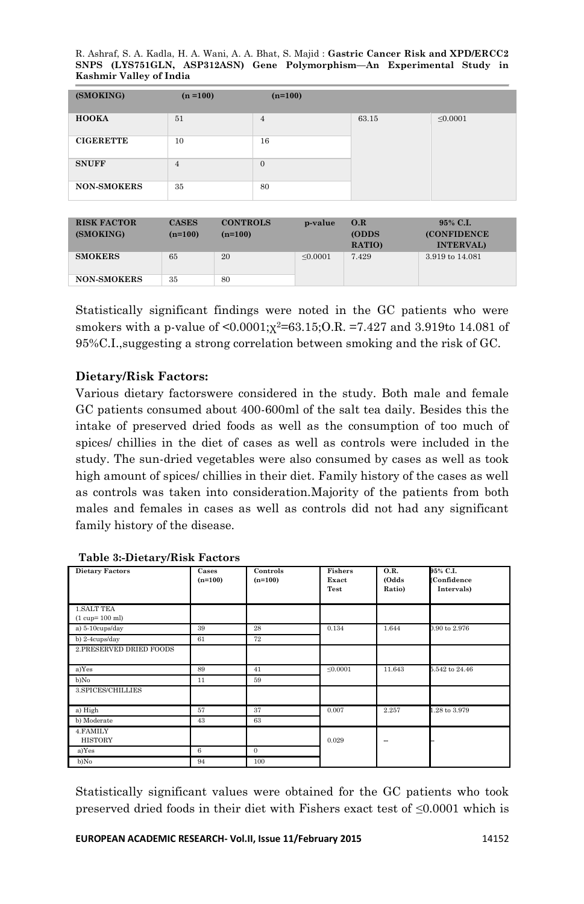| (SMOKING) | (n =100) | (n=100) | | |
|---|---|---|---|---|
| HOOKA | 51 | 4 | 63.15 | ≤0.0001 |
| CIGERETTE | 10 | 16 | | |
| SNUFF | 4 | 0 | | |
| NON-SMOKERS | 35 | 80 | | |

| RISK FACTOR (SMOKING) | CASES (n=100) | CONTROLS (n=100) | p-value | O.R (ODDS RATIO) | 95% C.I. (CONFIDENCE INTERVAL) |
|---|---|---|---|---|---|
| SMOKERS | 65 | 20 | ≤0.0001 | 7.429 | 3.919 to 14.081 |
| NON-SMOKERS | 35 | 80 | | | |

Statistically significant findings were noted in the GC patients who were smokers with a p-value of <0.0001; $\chi^2$=63.15;O.R. =7.427 and 3.919to 14.081 of 95%C.I.,suggesting a strong correlation between smoking and the risk of GC.

**Dietary/Risk Factors:**

Various dietary factorswere considered in the study. Both male and female GC patients consumed about 400-600ml of the salt tea daily. Besides this the intake of preserved dried foods as well as the consumption of too much of spices/ chillies in the diet of cases as well as controls were included in the study. The sun-dried vegetables were also consumed by cases as well as took high amount of spices/ chillies in their diet. Family history of the cases as well as controls was taken into consideration.Majority of the patients from both males and females in cases as well as controls did not had any significant family history of the disease.

**Table 3:-Dietary/Risk Factors**

| Dietary Factors | Cases (n=100) | Controls (n=100) | Fishers Exact Test | O.R. (Odds Ratio) | 95% C.I. (Confidence Intervals) |
|---|---|---|---|---|---|
| 1.SALT TEA (1 cup= 100 ml) | | | | | |
| a) 5-10cups/day | 39 | 28 | 0.134 | 1.644 | 0.90 to 2.976 |
| b) 2-4cups/day | 61 | 72 | | | |
| 2.PRESERVED DRIED FOODS | | | | | |
| a)Yes | 89 | 41 | ≤0.0001 | 11.643 | 5.542 to 24.46 |
| b)No | 11 | 59 | | | |
| 3.SPICES/CHILLIES | | | | | |
| a) High | 57 | 37 | 0.007 | 2.257 | 1.28 to 3.979 |
| b) Moderate | 43 | 63 | | | |
| 4.FAMILY HISTORY | | | 0.029 | -- | -- |
| a)Yes | 6 | 0 | | | |
| b)No | 94 | 100 | | | |

Statistically significant values were obtained for the GC patients who took preserved dried foods in their diet with Fishers exact test of ≤0.0001 which is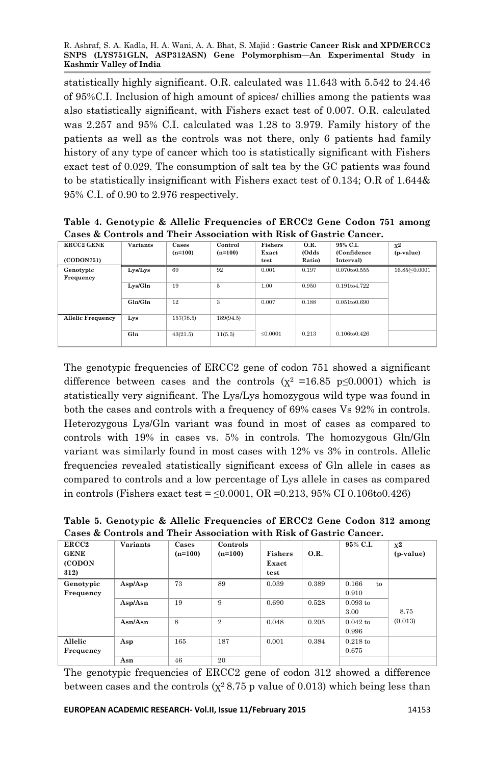statistically highly significant. O.R. calculated was 11.643 with 5.542 to 24.46 of 95%C.I. Inclusion of high amount of spices/ chillies among the patients was also statistically significant, with Fishers exact test of 0.007. O.R. calculated was 2.257 and 95% C.I. calculated was 1.28 to 3.979. Family history of the patients as well as the controls was not there, only 6 patients had family history of any type of cancer which too is statistically significant with Fishers exact test of 0.029. The consumption of salt tea by the GC patients was found to be statistically insignificant with Fishers exact test of 0.134; O.R of 1.644& 95% C.I. of 0.90 to 2.976 respectively.

**Table 4. Genotypic & Allelic Frequencies of ERCC2 Gene Codon 751 among Cases & Controls and Their Association with Risk of Gastric Cancer.**

| ERCC2 GENE (CODON751) | Variants | Cases (n=100) | Control (n=100) | Fishers Exact test | O.R. (Odds Ratio) | 95% C.I. (Confidence Interval) | $\chi^2$ (p-value) |
|---|---|---|---|---|---|---|---|
| Genotypic Frequency | Lys/Lys | 69 | 92 | 0.001 | 0.197 | 0.070to0.555 | 16.85(≤0.0001 |
| | Lys/Gln | 19 | 5 | 1.00 | 0.950 | 0.191to4.722 | |
| | Gln/Gln | 12 | 3 | 0.007 | 0.188 | 0.051to0.690 | |
| Allelic Frequency | Lys | 157(78.5) | 189(94.5) | ≤0.0001 | 0.213 | 0.106to0.426 | |
| | Gln | 43(21.5) | 11(5.5) | | | | |

The genotypic frequencies of ERCC2 gene of codon 751 showed a significant difference between cases and the controls ($\chi^2$ =16.85 p≤0.0001) which is statistically very significant. The Lys/Lys homozygous wild type was found in both the cases and controls with a frequency of 69% cases Vs 92% in controls. Heterozygous Lys/Gln variant was found in most of cases as compared to controls with 19% in cases vs. 5% in controls. The homozygous Gln/Gln variant was similarly found in most cases with 12% vs 3% in controls. Allelic frequencies revealed statistically significant excess of Gln allele in cases as compared to controls and a low percentage of Lys allele in cases as compared in controls (Fishers exact test = ≤0.0001, OR =0.213, 95% CI 0.106to0.426)

**Table 5. Genotypic & Allelic Frequencies of ERCC2 Gene Codon 312 among Cases & Controls and Their Association with Risk of Gastric Cancer.**

| ERCC2 GENE (CODON 312) | Variants | Cases (n=100) | Controls (n=100) | Fishers Exact test | O.R. | 95% C.I. | $\chi^2$ (p-value) |
|---|---|---|---|---|---|---|---|
| Genotypic Frequency | Asp/Asp | 73 | 89 | 0.039 | 0.389 | 0.166 to 0.910 | 8.75 (0.013) |
| | Asp/Asn | 19 | 9 | 0.690 | 0.528 | 0.093 to 3.00 | |
| | Asn/Asn | 8 | 2 | 0.048 | 0.205 | 0.042 to 0.996 | |
| Allelic Frequency | Asp | 165 | 187 | 0.001 | 0.384 | 0.218 to 0.675 | |
| | Asn | 46 | 20 | | | | |

The genotypic frequencies of ERCC2 gene of codon 312 showed a difference between cases and the controls ($\chi^2$ 8.75 p value of 0.013) which being less than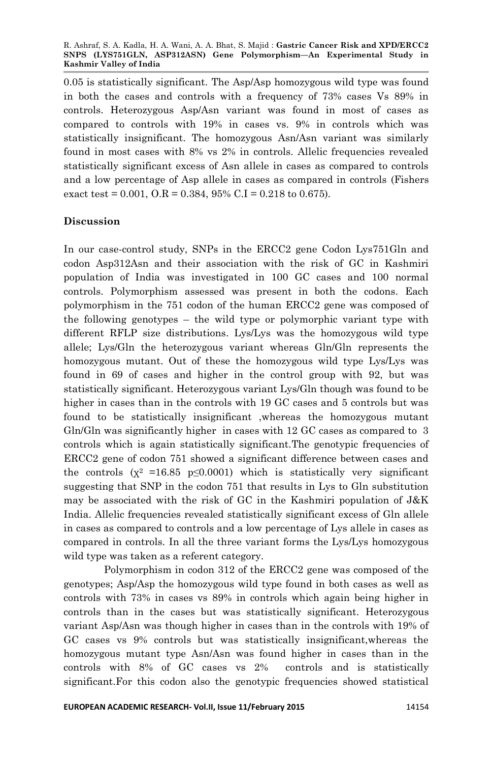0.05 is statistically significant. The Asp/Asp homozygous wild type was found in both the cases and controls with a frequency of 73% cases Vs 89% in controls. Heterozygous Asp/Asn variant was found in most of cases as compared to controls with 19% in cases vs. 9% in controls which was statistically insignificant. The homozygous Asn/Asn variant was similarly found in most cases with 8% vs 2% in controls. Allelic frequencies revealed statistically significant excess of Asn allele in cases as compared to controls and a low percentage of Asp allele in cases as compared in controls (Fishers exact test = 0.001, O.R = 0.384, 95% C.I = 0.218 to 0.675).

## Discussion

In our case-control study, SNPs in the ERCC2 gene Codon Lys751Gln and codon Asp312Asn and their association with the risk of GC in Kashmiri population of India was investigated in 100 GC cases and 100 normal controls. Polymorphism assessed was present in both the codons. Each polymorphism in the 751 codon of the human ERCC2 gene was composed of the following genotypes – the wild type or polymorphic variant type with different RFLP size distributions. Lys/Lys was the homozygous wild type allele; Lys/Gln the heterozygous variant whereas Gln/Gln represents the homozygous mutant. Out of these the homozygous wild type Lys/Lys was found in 69 of cases and higher in the control group with 92, but was statistically significant. Heterozygous variant Lys/Gln though was found to be higher in cases than in the controls with 19 GC cases and 5 controls but was found to be statistically insignificant ,whereas the homozygous mutant Gln/Gln was significantly higher in cases with 12 GC cases as compared to 3 controls which is again statistically significant.The genotypic frequencies of ERCC2 gene of codon 751 showed a significant difference between cases and the controls ($\chi^2$ =16.85 $p \leq 0.0001$) which is statistically very significant suggesting that SNP in the codon 751 that results in Lys to Gln substitution may be associated with the risk of GC in the Kashmiri population of J&K India. Allelic frequencies revealed statistically significant excess of Gln allele in cases as compared to controls and a low percentage of Lys allele in cases as compared in controls. In all the three variant forms the Lys/Lys homozygous wild type was taken as a referent category.

Polymorphism in codon 312 of the ERCC2 gene was composed of the genotypes; Asp/Asp the homozygous wild type found in both cases as well as controls with 73% in cases vs 89% in controls which again being higher in controls than in the cases but was statistically significant. Heterozygous variant Asp/Asn was though higher in cases than in the controls with 19% of GC cases vs 9% controls but was statistically insignificant,whereas the homozygous mutant type Asn/Asn was found higher in cases than in the controls with 8% of GC cases vs 2% controls and is statistically significant.For this codon also the genotypic frequencies showed statistical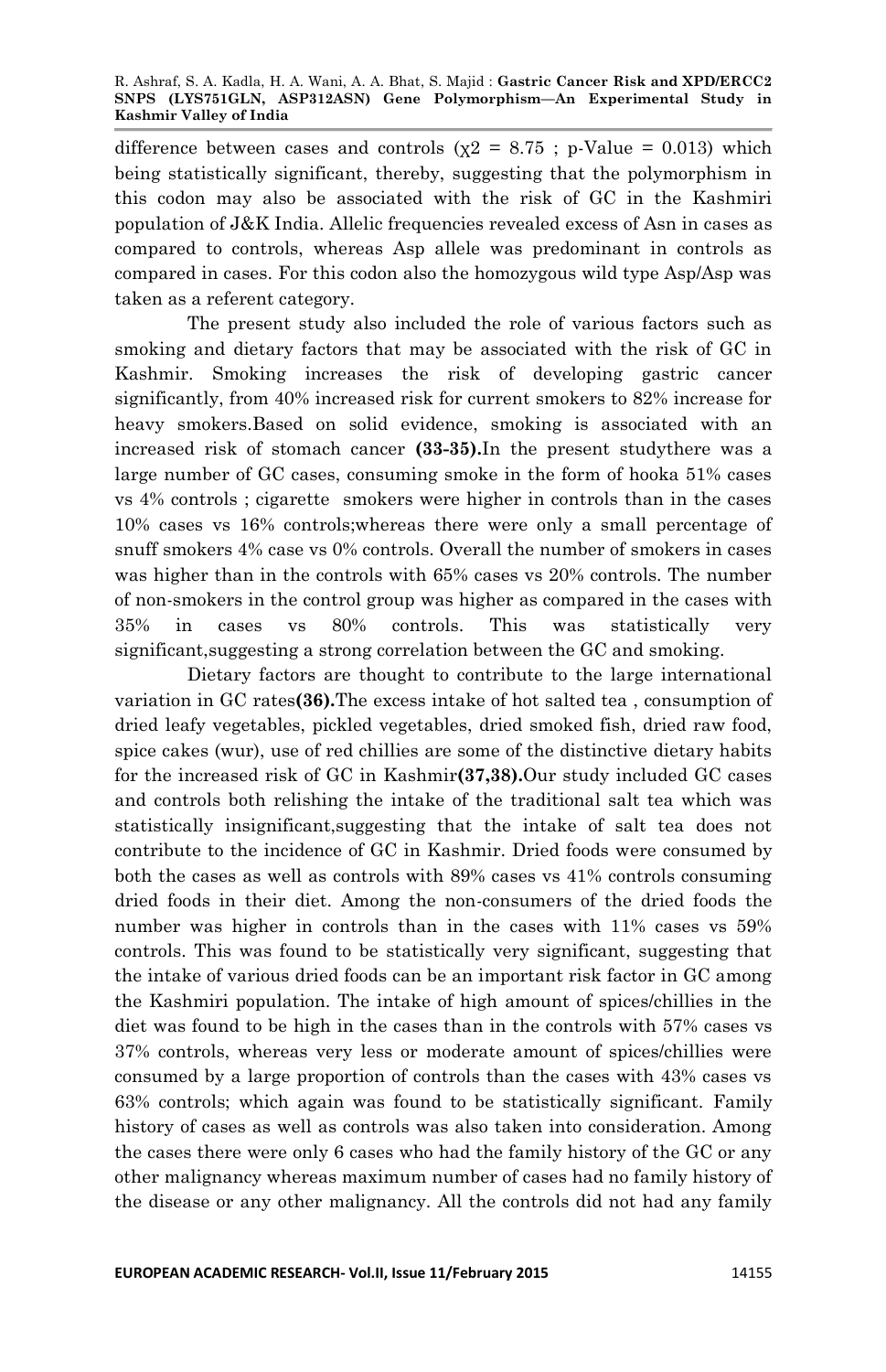difference between cases and controls ($\chi 2 = 8.75$ ; p-Value = 0.013) which being statistically significant, thereby, suggesting that the polymorphism in this codon may also be associated with the risk of GC in the Kashmiri population of J&K India. Allelic frequencies revealed excess of Asn in cases as compared to controls, whereas Asp allele was predominant in controls as compared in cases. For this codon also the homozygous wild type Asp/Asp was taken as a referent category.

The present study also included the role of various factors such as smoking and dietary factors that may be associated with the risk of GC in Kashmir. Smoking increases the risk of developing gastric cancer significantly, from 40% increased risk for current smokers to 82% increase for heavy smokers.Based on solid evidence, smoking is associated with an increased risk of stomach cancer **(33-35).**In the present studythere was a large number of GC cases, consuming smoke in the form of hooka 51% cases vs 4% controls ; cigarette smokers were higher in controls than in the cases 10% cases vs 16% controls;whereas there were only a small percentage of snuff smokers 4% case vs 0% controls. Overall the number of smokers in cases was higher than in the controls with 65% cases vs 20% controls. The number of non-smokers in the control group was higher as compared in the cases with 35% in cases vs 80% controls. This was statistically very significant,suggesting a strong correlation between the GC and smoking.

Dietary factors are thought to contribute to the large international variation in GC rates**(36).**The excess intake of hot salted tea , consumption of dried leafy vegetables, pickled vegetables, dried smoked fish, dried raw food, spice cakes (wur), use of red chillies are some of the distinctive dietary habits for the increased risk of GC in Kashmir**(37,38).**Our study included GC cases and controls both relishing the intake of the traditional salt tea which was statistically insignificant,suggesting that the intake of salt tea does not contribute to the incidence of GC in Kashmir. Dried foods were consumed by both the cases as well as controls with 89% cases vs 41% controls consuming dried foods in their diet. Among the non-consumers of the dried foods the number was higher in controls than in the cases with 11% cases vs 59% controls. This was found to be statistically very significant, suggesting that the intake of various dried foods can be an important risk factor in GC among the Kashmiri population. The intake of high amount of spices/chillies in the diet was found to be high in the cases than in the controls with 57% cases vs 37% controls, whereas very less or moderate amount of spices/chillies were consumed by a large proportion of controls than the cases with 43% cases vs 63% controls; which again was found to be statistically significant. Family history of cases as well as controls was also taken into consideration. Among the cases there were only 6 cases who had the family history of the GC or any other malignancy whereas maximum number of cases had no family history of the disease or any other malignancy. All the controls did not had any family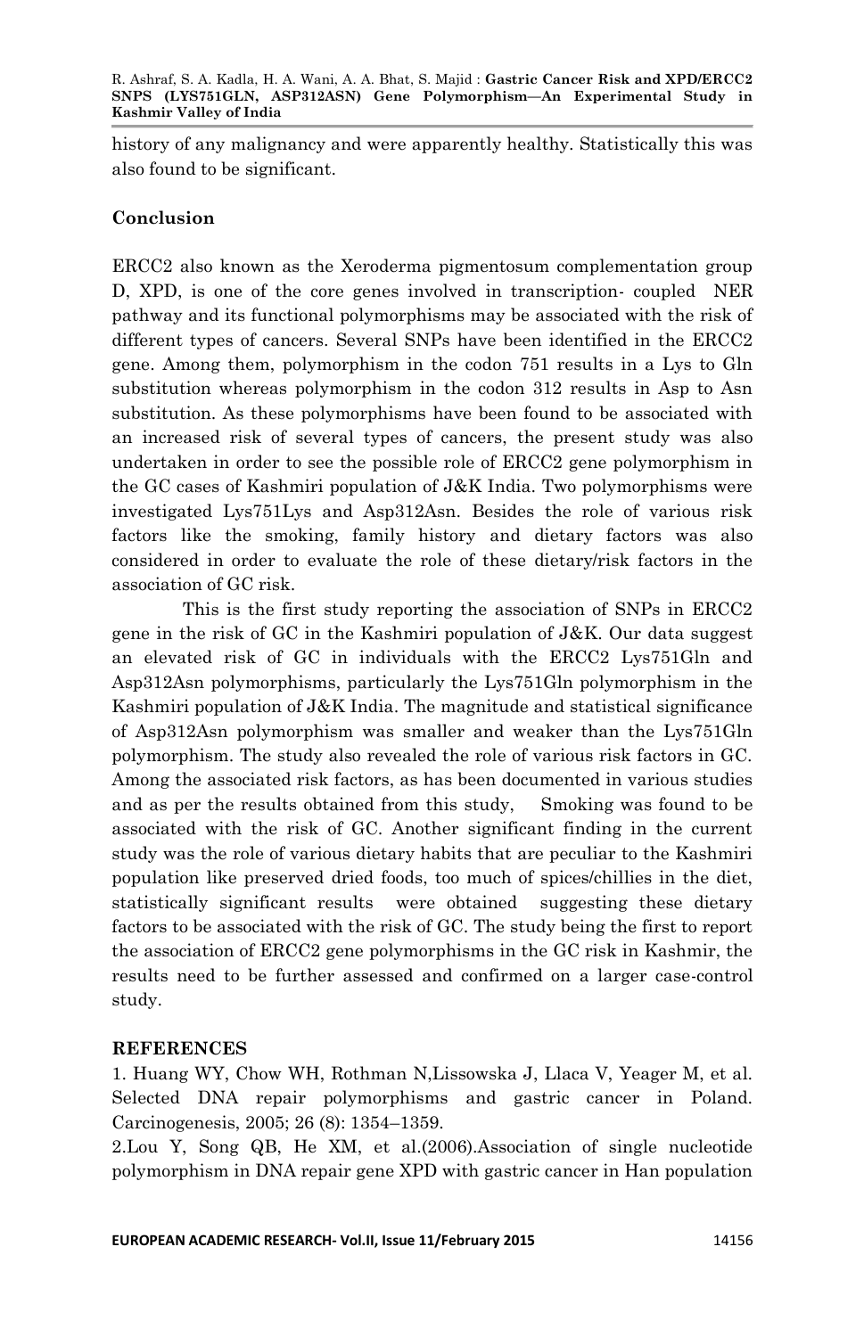history of any malignancy and were apparently healthy. Statistically this was also found to be significant.

## Conclusion

ERCC2 also known as the Xeroderma pigmentosum complementation group D, XPD, is one of the core genes involved in transcription- coupled NER pathway and its functional polymorphisms may be associated with the risk of different types of cancers. Several SNPs have been identified in the ERCC2 gene. Among them, polymorphism in the codon 751 results in a Lys to Gln substitution whereas polymorphism in the codon 312 results in Asp to Asn substitution. As these polymorphisms have been found to be associated with an increased risk of several types of cancers, the present study was also undertaken in order to see the possible role of ERCC2 gene polymorphism in the GC cases of Kashmiri population of J&K India. Two polymorphisms were investigated Lys751Lys and Asp312Asn. Besides the role of various risk factors like the smoking, family history and dietary factors was also considered in order to evaluate the role of these dietary/risk factors in the association of GC risk.

This is the first study reporting the association of SNPs in ERCC2 gene in the risk of GC in the Kashmiri population of J&K. Our data suggest an elevated risk of GC in individuals with the ERCC2 Lys751Gln and Asp312Asn polymorphisms, particularly the Lys751Gln polymorphism in the Kashmiri population of J&K India. The magnitude and statistical significance of Asp312Asn polymorphism was smaller and weaker than the Lys751Gln polymorphism. The study also revealed the role of various risk factors in GC. Among the associated risk factors, as has been documented in various studies and as per the results obtained from this study, Smoking was found to be associated with the risk of GC. Another significant finding in the current study was the role of various dietary habits that are peculiar to the Kashmiri population like preserved dried foods, too much of spices/chillies in the diet, statistically significant results were obtained suggesting these dietary factors to be associated with the risk of GC. The study being the first to report the association of ERCC2 gene polymorphisms in the GC risk in Kashmir, the results need to be further assessed and confirmed on a larger case-control study.

## REFERENCES

1. Huang WY, Chow WH, Rothman N,Lissowska J, Llaca V, Yeager M, et al. Selected DNA repair polymorphisms and gastric cancer in Poland. Carcinogenesis, 2005; 26 (8): 1354–1359.

2.Lou Y, Song QB, He XM, et al.(2006).Association of single nucleotide polymorphism in DNA repair gene XPD with gastric cancer in Han population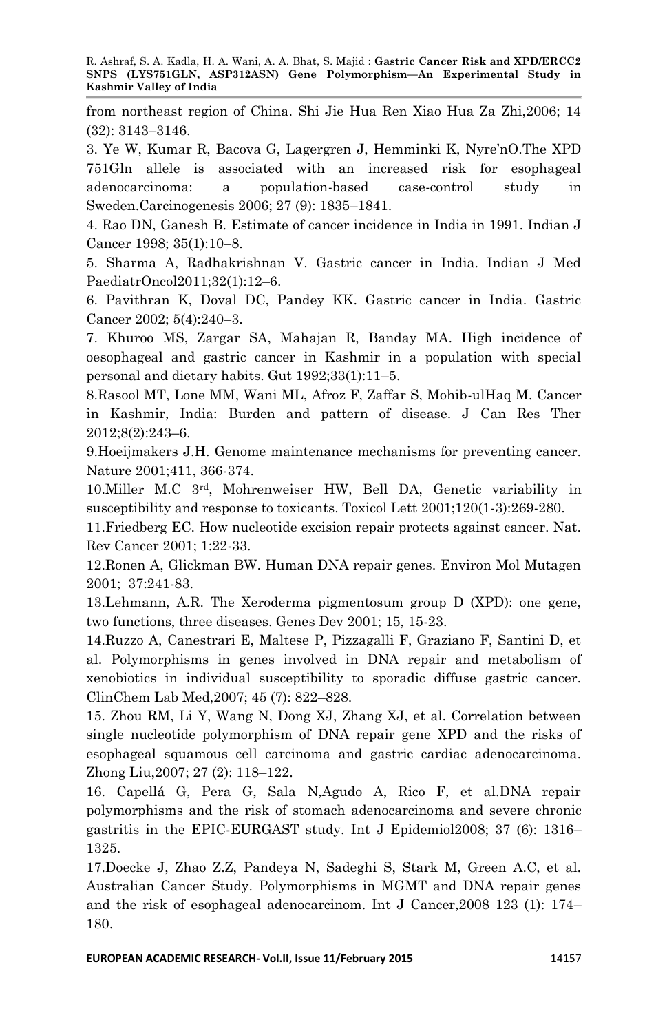from northeast region of China. Shi Jie Hua Ren Xiao Hua Za Zhi,2006; 14 (32): 3143–3146.

3. Ye W, Kumar R, Bacova G, Lagergren J, Hemminki K, Nyre'nO.The XPD 751Gln allele is associated with an increased risk for esophageal adenocarcinoma: a population-based case-control study in Sweden.Carcinogenesis 2006; 27 (9): 1835–1841.

4. Rao DN, Ganesh B. Estimate of cancer incidence in India in 1991. Indian J Cancer 1998; 35(1):10–8.

5. Sharma A, Radhakrishnan V. Gastric cancer in India. Indian J Med PaediatrOncol2011;32(1):12–6.

6. Pavithran K, Doval DC, Pandey KK. Gastric cancer in India. Gastric Cancer 2002; 5(4):240–3.

7. Khuroo MS, Zargar SA, Mahajan R, Banday MA. High incidence of oesophageal and gastric cancer in Kashmir in a population with special personal and dietary habits. Gut 1992;33(1):11–5.

8.Rasool MT, Lone MM, Wani ML, Afroz F, Zaffar S, Mohib-ulHaq M. Cancer in Kashmir, India: Burden and pattern of disease. J Can Res Ther 2012;8(2):243–6.

9.Hoeijmakers J.H. Genome maintenance mechanisms for preventing cancer. Nature 2001;411, 366-374.

10.Miller M.C 3rd, Mohrenweiser HW, Bell DA, Genetic variability in susceptibility and response to toxicants. Toxicol Lett 2001;120(1-3):269-280.

11.Friedberg EC. How nucleotide excision repair protects against cancer. Nat. Rev Cancer 2001; 1:22-33.

12.Ronen A, Glickman BW. Human DNA repair genes. Environ Mol Mutagen 2001; 37:241-83.

13.Lehmann, A.R. The Xeroderma pigmentosum group D (XPD): one gene, two functions, three diseases. Genes Dev 2001; 15, 15-23.

14.Ruzzo A, Canestrari E, Maltese P, Pizzagalli F, Graziano F, Santini D, et al. Polymorphisms in genes involved in DNA repair and metabolism of xenobiotics in individual susceptibility to sporadic diffuse gastric cancer. ClinChem Lab Med,2007; 45 (7): 822–828.

15. Zhou RM, Li Y, Wang N, Dong XJ, Zhang XJ, et al. Correlation between single nucleotide polymorphism of DNA repair gene XPD and the risks of esophageal squamous cell carcinoma and gastric cardiac adenocarcinoma. Zhong Liu,2007; 27 (2): 118–122.

16. Capellá G, Pera G, Sala N,Agudo A, Rico F, et al.DNA repair polymorphisms and the risk of stomach adenocarcinoma and severe chronic gastritis in the EPIC-EURGAST study. Int J Epidemiol2008; 37 (6): 1316–1325.

17.Doecke J, Zhao Z.Z, Pandeya N, Sadeghi S, Stark M, Green A.C, et al. Australian Cancer Study. Polymorphisms in MGMT and DNA repair genes and the risk of esophageal adenocarcinom. Int J Cancer,2008 123 (1): 174–180.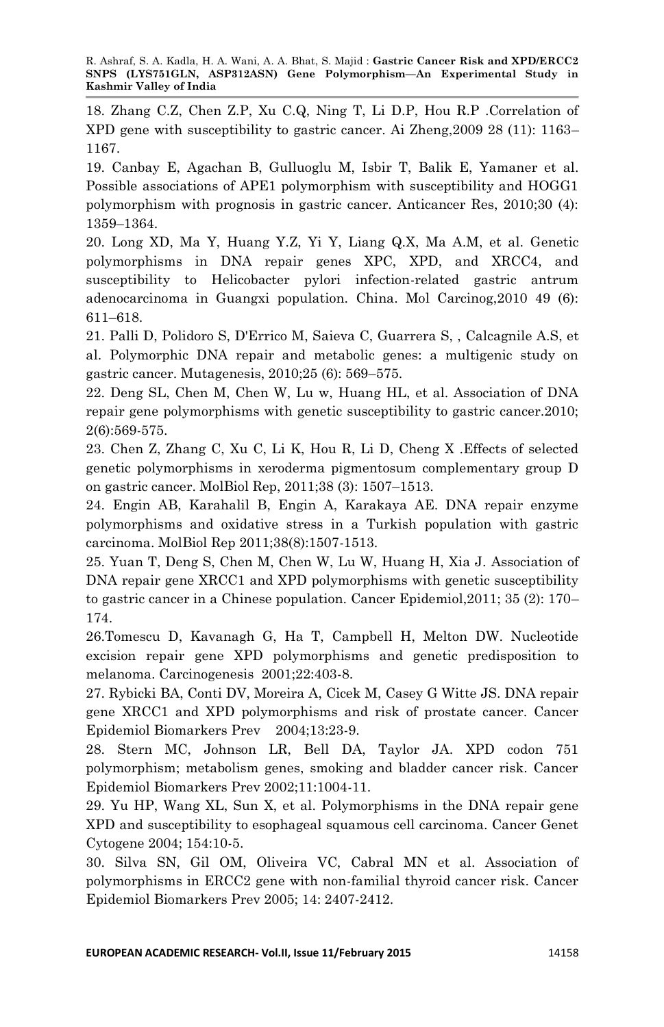18. Zhang C.Z, Chen Z.P, Xu C.Q, Ning T, Li D.P, Hou R.P .Correlation of XPD gene with susceptibility to gastric cancer. Ai Zheng,2009 28 (11): 1163–1167.

19. Canbay E, Agachan B, Gulluoglu M, Isbir T, Balik E, Yamaner et al. Possible associations of APE1 polymorphism with susceptibility and HOGG1 polymorphism with prognosis in gastric cancer. Anticancer Res, 2010;30 (4): 1359–1364.

20. Long XD, Ma Y, Huang Y.Z, Yi Y, Liang Q.X, Ma A.M, et al. Genetic polymorphisms in DNA repair genes XPC, XPD, and XRCC4, and susceptibility to Helicobacter pylori infection-related gastric antrum adenocarcinoma in Guangxi population. China. Mol Carcinog,2010 49 (6): 611–618.

21. Palli D, Polidoro S, D'Errico M, Saieva C, Guarrera S, , Calcagnile A.S, et al. Polymorphic DNA repair and metabolic genes: a multigenic study on gastric cancer. Mutagenesis, 2010;25 (6): 569–575.

22. Deng SL, Chen M, Chen W, Lu w, Huang HL, et al. Association of DNA repair gene polymorphisms with genetic susceptibility to gastric cancer.2010; 2(6):569-575.

23. Chen Z, Zhang C, Xu C, Li K, Hou R, Li D, Cheng X .Effects of selected genetic polymorphisms in xeroderma pigmentosum complementary group D on gastric cancer. MolBiol Rep, 2011;38 (3): 1507–1513.

24. Engin AB, Karahalil B, Engin A, Karakaya AE. DNA repair enzyme polymorphisms and oxidative stress in a Turkish population with gastric carcinoma. MolBiol Rep 2011;38(8):1507-1513.

25. Yuan T, Deng S, Chen M, Chen W, Lu W, Huang H, Xia J. Association of DNA repair gene XRCC1 and XPD polymorphisms with genetic susceptibility to gastric cancer in a Chinese population. Cancer Epidemiol,2011; 35 (2): 170–174.

26.Tomescu D, Kavanagh G, Ha T, Campbell H, Melton DW. Nucleotide excision repair gene XPD polymorphisms and genetic predisposition to melanoma. Carcinogenesis 2001;22:403-8.

27. Rybicki BA, Conti DV, Moreira A, Cicek M, Casey G Witte JS. DNA repair gene XRCC1 and XPD polymorphisms and risk of prostate cancer. Cancer Epidemiol Biomarkers Prev 2004;13:23-9.

28. Stern MC, Johnson LR, Bell DA, Taylor JA. XPD codon 751 polymorphism; metabolism genes, smoking and bladder cancer risk. Cancer Epidemiol Biomarkers Prev 2002;11:1004-11.

29. Yu HP, Wang XL, Sun X, et al. Polymorphisms in the DNA repair gene XPD and susceptibility to esophageal squamous cell carcinoma. Cancer Genet Cytogene 2004; 154:10-5.

30. Silva SN, Gil OM, Oliveira VC, Cabral MN et al. Association of polymorphisms in ERCC2 gene with non-familial thyroid cancer risk. Cancer Epidemiol Biomarkers Prev 2005; 14: 2407-2412.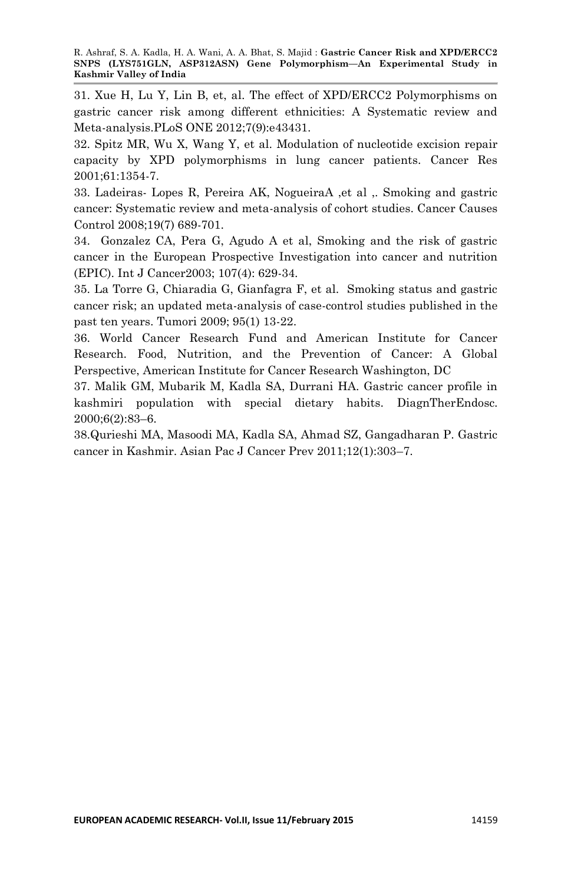31. Xue H, Lu Y, Lin B, et, al. The effect of XPD/ERCC2 Polymorphisms on gastric cancer risk among different ethnicities: A Systematic review and Meta-analysis.PLoS ONE 2012;7(9):e43431.

32. Spitz MR, Wu X, Wang Y, et al. Modulation of nucleotide excision repair capacity by XPD polymorphisms in lung cancer patients. Cancer Res 2001;61:1354-7.

33. Ladeiras- Lopes R, Pereira AK, NogueiraA ,et al ,. Smoking and gastric cancer: Systematic review and meta-analysis of cohort studies. Cancer Causes Control 2008;19(7) 689-701.

34. Gonzalez CA, Pera G, Agudo A et al, Smoking and the risk of gastric cancer in the European Prospective Investigation into cancer and nutrition (EPIC). Int J Cancer2003; 107(4): 629-34.

35. La Torre G, Chiaradia G, Gianfagra F, et al. Smoking status and gastric cancer risk; an updated meta-analysis of case-control studies published in the past ten years. Tumori 2009; 95(1) 13-22.

36. World Cancer Research Fund and American Institute for Cancer Research. Food, Nutrition, and the Prevention of Cancer: A Global Perspective, American Institute for Cancer Research Washington, DC

37. Malik GM, Mubarik M, Kadla SA, Durrani HA. Gastric cancer profile in kashmiri population with special dietary habits. DiagnTherEndosc. 2000;6(2):83–6.

38.Qurieshi MA, Masoodi MA, Kadla SA, Ahmad SZ, Gangadharan P. Gastric cancer in Kashmir. Asian Pac J Cancer Prev 2011;12(1):303–7.